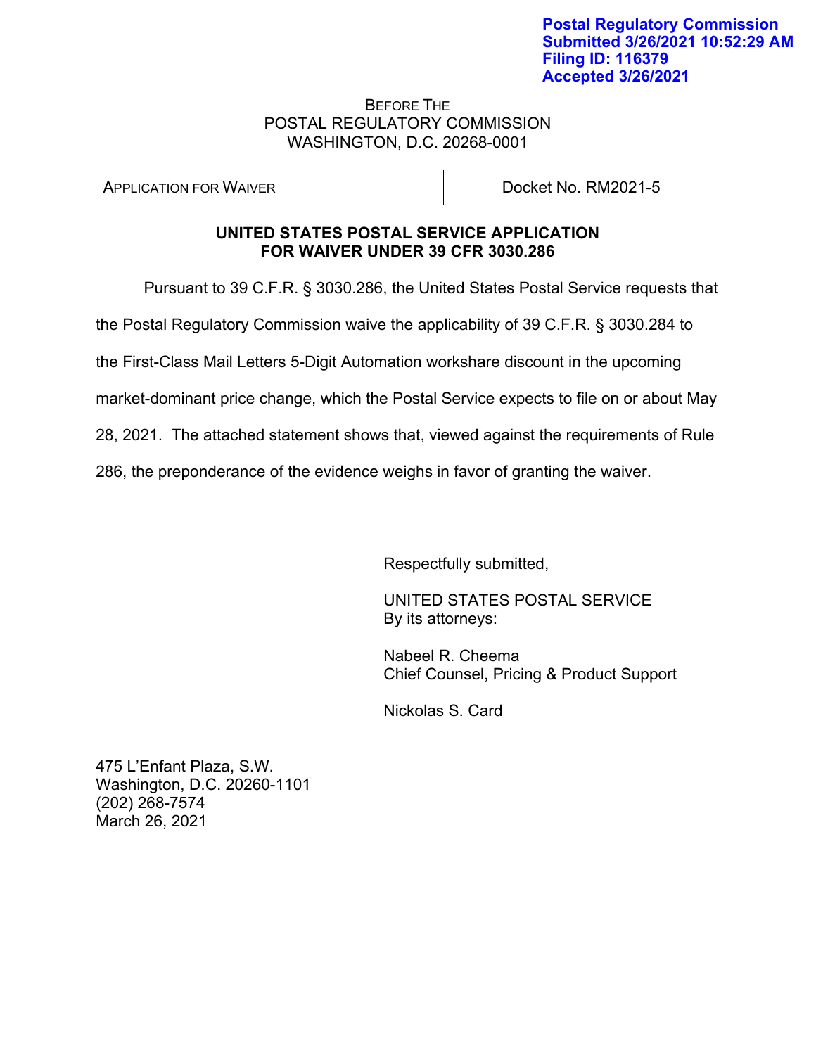Postal Regulatory Commission
Submitted 3/26/2021 10:52:29 AM
Filing ID: 116379
Accepted 3/26/2021

BEFORE THE
POSTAL REGULATORY COMMISSION
WASHINGTON, D.C. 20268-0001

| APPLICATION FOR WAIVER | Docket No. RM2021-5 |
|---|---|

**UNITED STATES POSTAL SERVICE APPLICATION FOR WAIVER UNDER 39 CFR 3030.286**

Pursuant to 39 C.F.R. § 3030.286, the United States Postal Service requests that the Postal Regulatory Commission waive the applicability of 39 C.F.R. § 3030.284 to the First-Class Mail Letters 5-Digit Automation workshare discount in the upcoming market-dominant price change, which the Postal Service expects to file on or about May 28, 2021. The attached statement shows that, viewed against the requirements of Rule 286, the preponderance of the evidence weighs in favor of granting the waiver.

Respectfully submitted,

UNITED STATES POSTAL SERVICE
By its attorneys:

Nabeel R. Cheema
Chief Counsel, Pricing & Product Support

Nickolas S. Card

475 L'Enfant Plaza, S.W.
Washington, D.C. 20260-1101
(202) 268-7574
March 26, 2021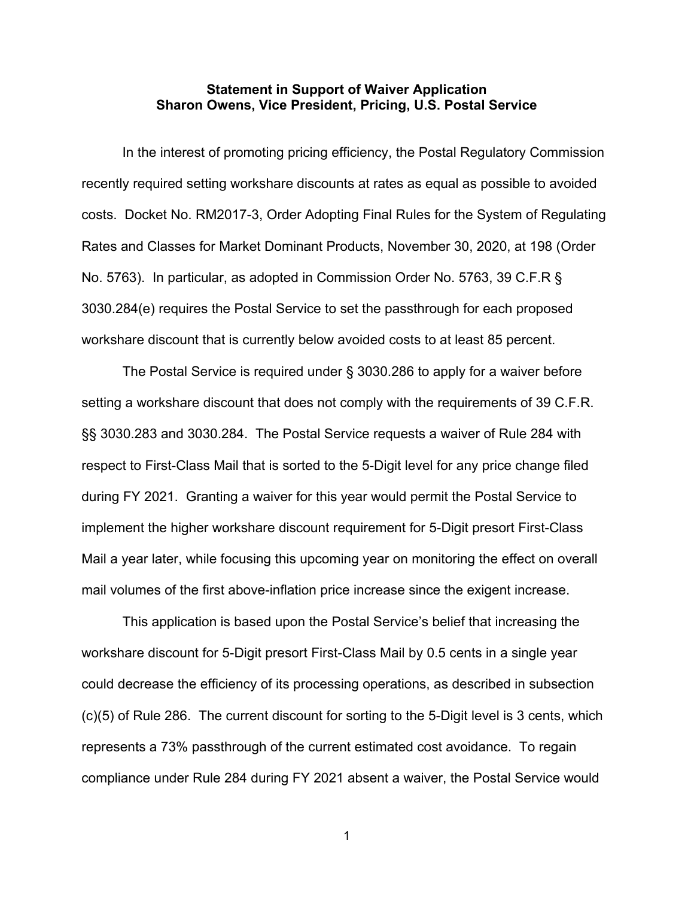**Statement in Support of Waiver Application**
**Sharon Owens, Vice President, Pricing, U.S. Postal Service**

In the interest of promoting pricing efficiency, the Postal Regulatory Commission recently required setting workshare discounts at rates as equal as possible to avoided costs. Docket No. RM2017-3, Order Adopting Final Rules for the System of Regulating Rates and Classes for Market Dominant Products, November 30, 2020, at 198 (Order No. 5763). In particular, as adopted in Commission Order No. 5763, 39 C.F.R § 3030.284(e) requires the Postal Service to set the passthrough for each proposed workshare discount that is currently below avoided costs to at least 85 percent.

The Postal Service is required under § 3030.286 to apply for a waiver before setting a workshare discount that does not comply with the requirements of 39 C.F.R. §§ 3030.283 and 3030.284. The Postal Service requests a waiver of Rule 284 with respect to First-Class Mail that is sorted to the 5-Digit level for any price change filed during FY 2021. Granting a waiver for this year would permit the Postal Service to implement the higher workshare discount requirement for 5-Digit presort First-Class Mail a year later, while focusing this upcoming year on monitoring the effect on overall mail volumes of the first above-inflation price increase since the exigent increase.

This application is based upon the Postal Service's belief that increasing the workshare discount for 5-Digit presort First-Class Mail by 0.5 cents in a single year could decrease the efficiency of its processing operations, as described in subsection (c)(5) of Rule 286. The current discount for sorting to the 5-Digit level is 3 cents, which represents a 73% passthrough of the current estimated cost avoidance. To regain compliance under Rule 284 during FY 2021 absent a waiver, the Postal Service would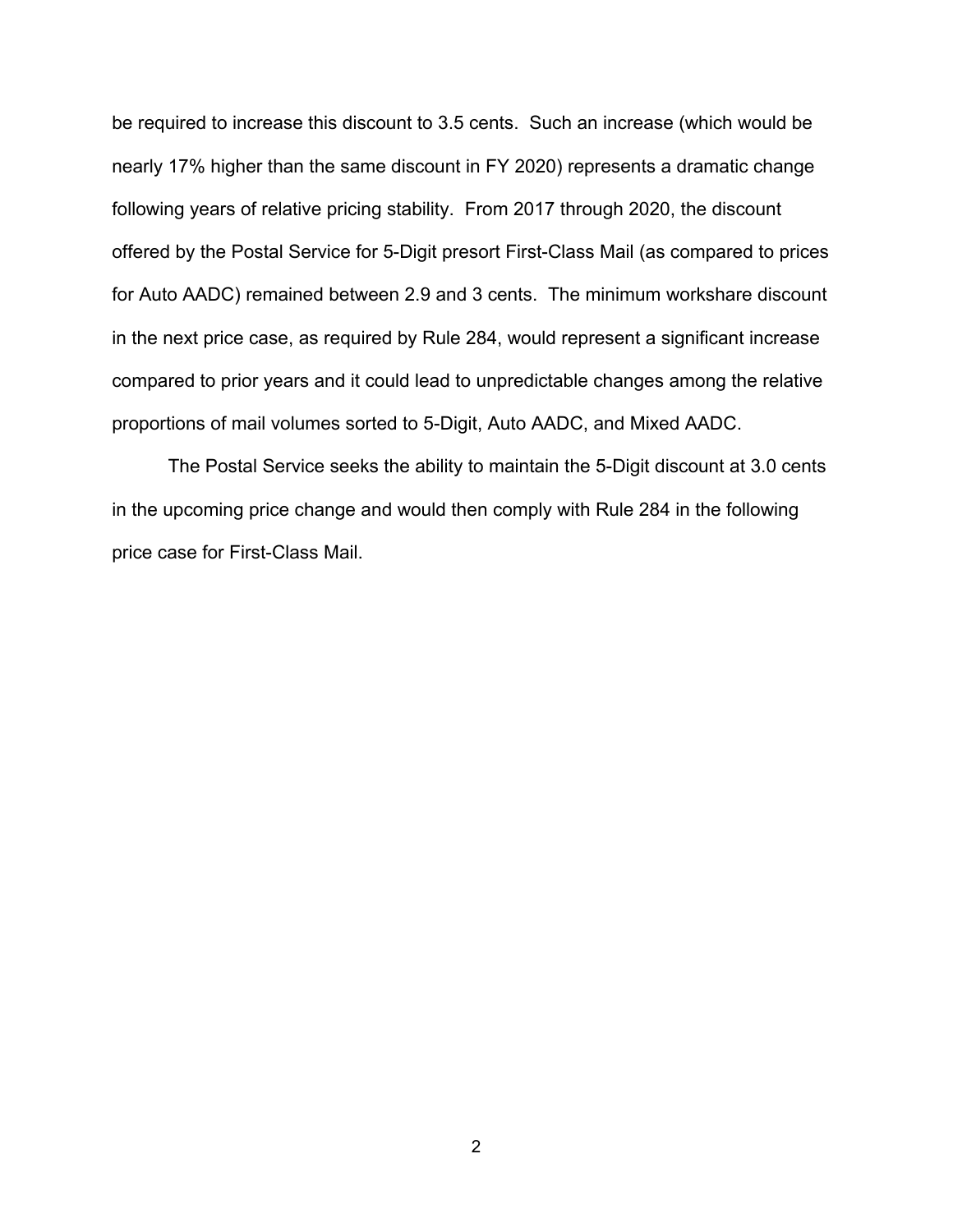be required to increase this discount to 3.5 cents. Such an increase (which would be nearly 17% higher than the same discount in FY 2020) represents a dramatic change following years of relative pricing stability. From 2017 through 2020, the discount offered by the Postal Service for 5-Digit presort First-Class Mail (as compared to prices for Auto AADC) remained between 2.9 and 3 cents. The minimum workshare discount in the next price case, as required by Rule 284, would represent a significant increase compared to prior years and it could lead to unpredictable changes among the relative proportions of mail volumes sorted to 5-Digit, Auto AADC, and Mixed AADC.

The Postal Service seeks the ability to maintain the 5-Digit discount at 3.0 cents in the upcoming price change and would then comply with Rule 284 in the following price case for First-Class Mail.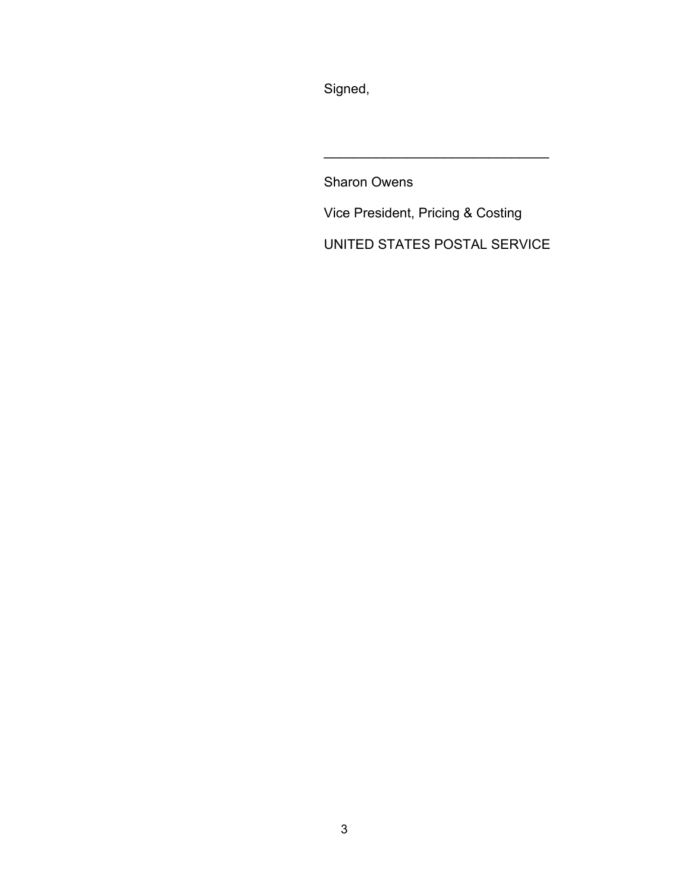Signed,

______________________________

Sharon Owens

Vice President, Pricing & Costing

UNITED STATES POSTAL SERVICE